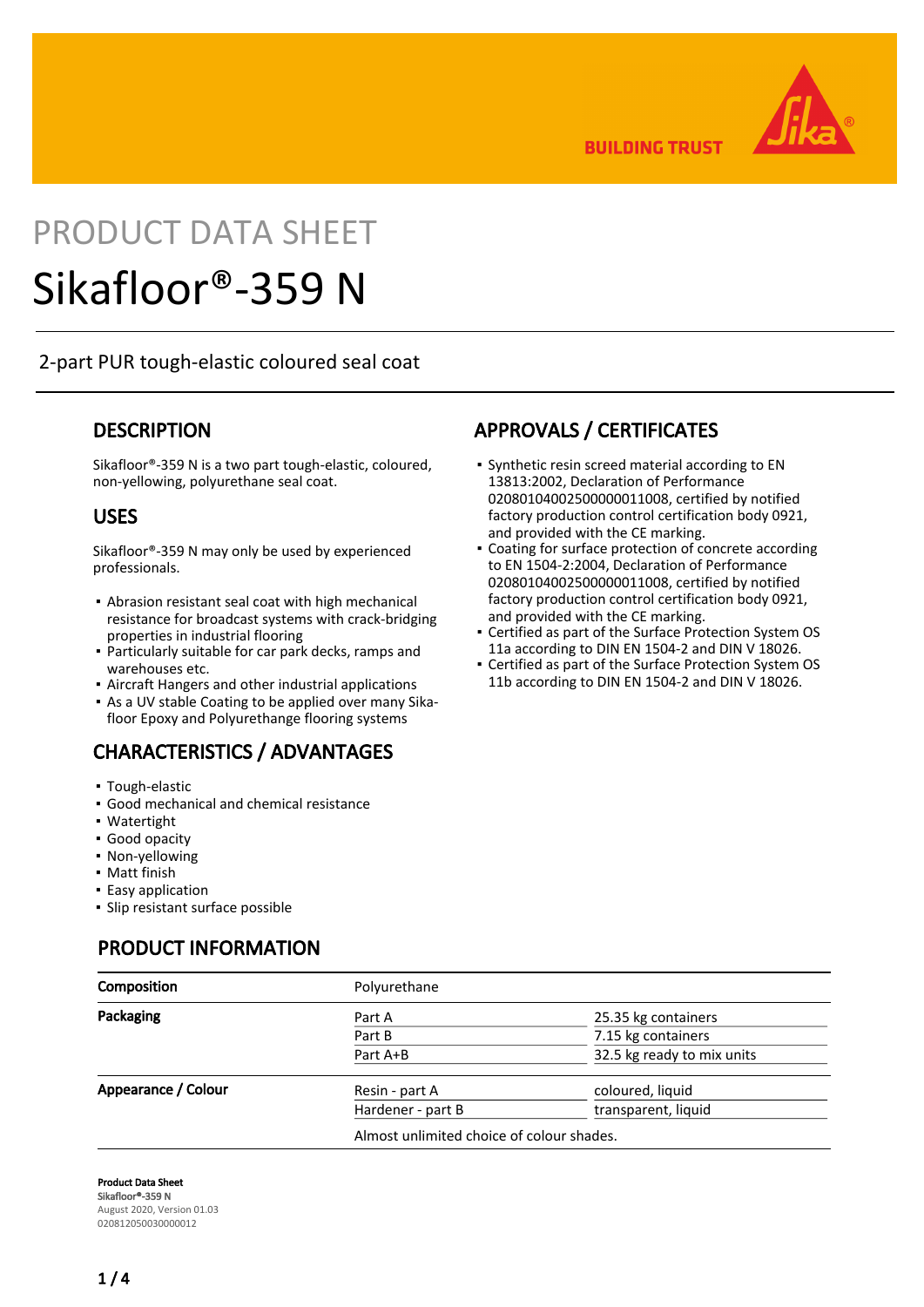BUILDING TRUST

PRODUCT DATA SHEET

# Sikafloor®-359 N

2-part PUR tough-elastic coloured seal coat

## DESCRIPTION

Sikafloor®-359 N is a two part tough-elastic, coloured, non-yellowing, polyurethane seal coat.

## USES

Sikafloor®-359 N may only be used by experienced professionals.

- Abrasion resistant seal coat with high mechanical resistance for broadcast systems with crack-bridging properties in industrial flooring
- Particularly suitable for car park decks, ramps and warehouses etc.
- Aircraft Hangers and other industrial applications
- As a UV stable Coating to be applied over many Sikafloor Epoxy and Polyurethange flooring systems

## CHARACTERISTICS / ADVANTAGES

- Tough-elastic
- Good mechanical and chemical resistance
- Watertight
- Good opacity
- Non-yellowing
- Matt finish
- Easy application
- Slip resistant surface possible

## APPROVALS / CERTIFICATES

- Synthetic resin screed material according to EN 13813:2002, Declaration of Performance 02080104002500000011008, certified by notified factory production control certification body 0921, and provided with the CE marking.
- Coating for surface protection of concrete according to EN 1504-2:2004, Declaration of Performance 02080104002500000011008, certified by notified factory production control certification body 0921, and provided with the CE marking.
- Certified as part of the Surface Protection System OS 11a according to DIN EN 1504-2 and DIN V 18026.
- Certified as part of the Surface Protection System OS 11b according to DIN EN 1504-2 and DIN V 18026.

## PRODUCT INFORMATION

| | | |
|---|---|---|
| **Composition** | Polyurethane | |
| **Packaging** | Part A | 25.35 kg containers |
| | Part B | 7.15 kg containers |
| | Part A+B | 32.5 kg ready to mix units |
| **Appearance / Colour** | Resin - part A | coloured, liquid |
| | Hardener - part B | transparent, liquid |
| | Almost unlimited choice of colour shades. | |

**Product Data Sheet**
Sikafloor®-359 N
August 2020, Version 01.03
020812050030000012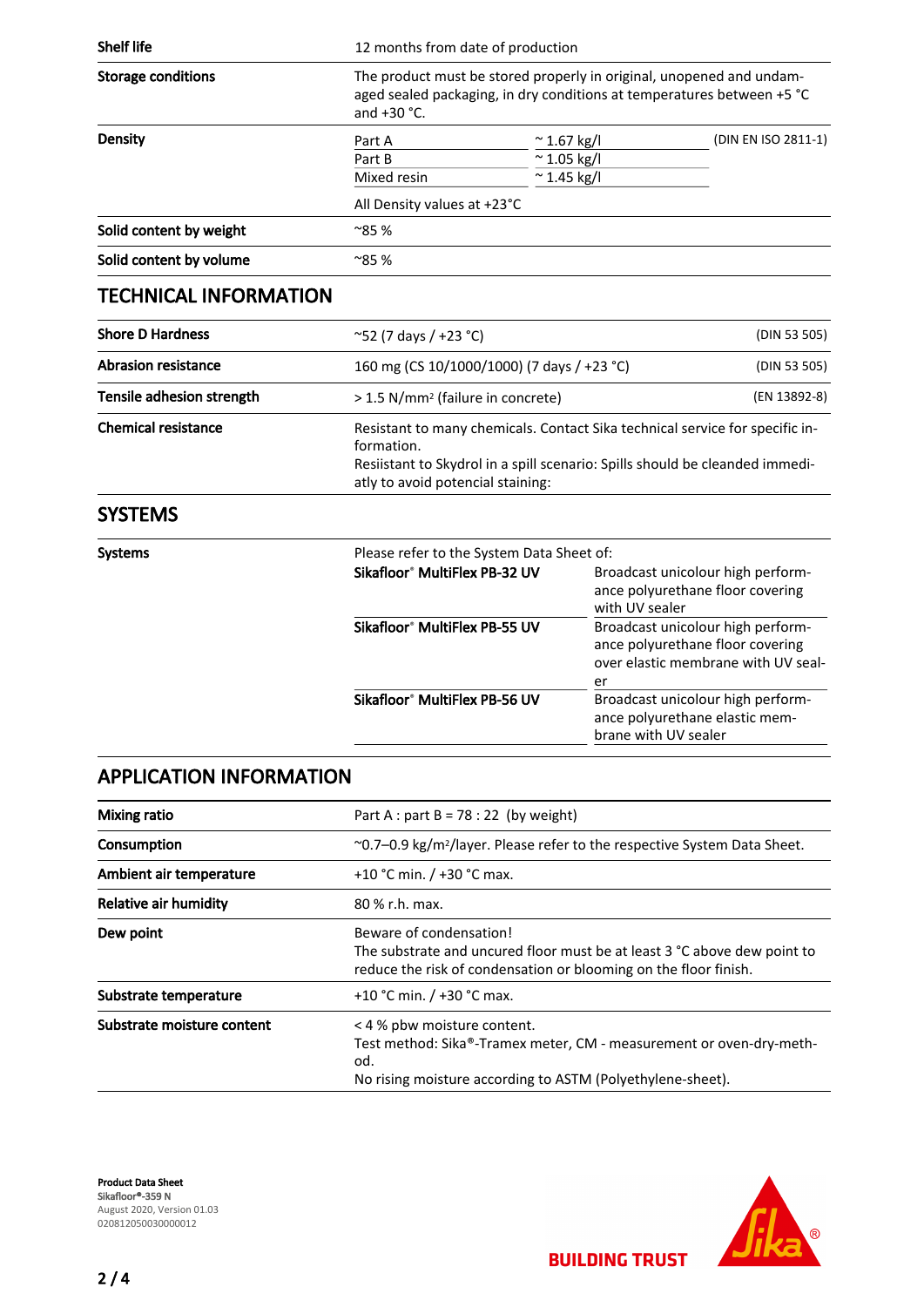| | |
|---|---|
| **Shelf life** | 12 months from date of production |
| **Storage conditions** | The product must be stored properly in original, unopened and undamaged sealed packaging, in dry conditions at temperatures between +5 °C and +30 °C. |

**Density**

| | | |
|---|---|---|
| Part A | ~ 1.67 kg/l | (DIN EN ISO 2811-1) |
| Part B | ~ 1.05 kg/l | |
| Mixed resin | ~ 1.45 kg/l | |

All Density values at +23°C

| | |
|---|---|
| **Solid content by weight** | ~85 % |
| **Solid content by volume** | ~85 % |

## TECHNICAL INFORMATION

| | | |
|---|---|---|
| **Shore D Hardness** | ~52 (7 days / +23 °C) | (DIN 53 505) |
| **Abrasion resistance** | 160 mg (CS 10/1000/1000) (7 days / +23 °C) | (DIN 53 505) |
| **Tensile adhesion strength** | > 1.5 N/mm² (failure in concrete) | (EN 13892-8) |
| **Chemical resistance** | Resistant to many chemicals. Contact Sika technical service for specific information.<br>Resiistant to Skydrol in a spill scenario: Spills should be cleanded immediatly to avoid potencial staining: | |

## SYSTEMS

**Systems**

Please refer to the System Data Sheet of:

| | |
|---|---|
| **Sikafloor® MultiFlex PB-32 UV** | Broadcast unicolour high performance polyurethane floor covering with UV sealer |
| **Sikafloor® MultiFlex PB-55 UV** | Broadcast unicolour high performance polyurethane floor covering over elastic membrane with UV sealer |
| **Sikafloor® MultiFlex PB-56 UV** | Broadcast unicolour high performance polyurethane elastic membrane with UV sealer |

## APPLICATION INFORMATION

| | |
|---|---|
| **Mixing ratio** | Part A : part B = 78 : 22 (by weight) |
| **Consumption** | ~0.7–0.9 kg/m²/layer. Please refer to the respective System Data Sheet. |
| **Ambient air temperature** | +10 °C min. / +30 °C max. |
| **Relative air humidity** | 80 % r.h. max. |
| **Dew point** | Beware of condensation!<br>The substrate and uncured floor must be at least 3 °C above dew point to reduce the risk of condensation or blooming on the floor finish. |
| **Substrate temperature** | +10 °C min. / +30 °C max. |
| **Substrate moisture content** | < 4 % pbw moisture content.<br>Test method: Sika®-Tramex meter, CM - measurement or oven-dry-method.<br>No rising moisture according to ASTM (Polyethylene-sheet). |

**Product Data Sheet**
**Sikafloor®-359 N**
August 2020, Version 01.03
020812050030000012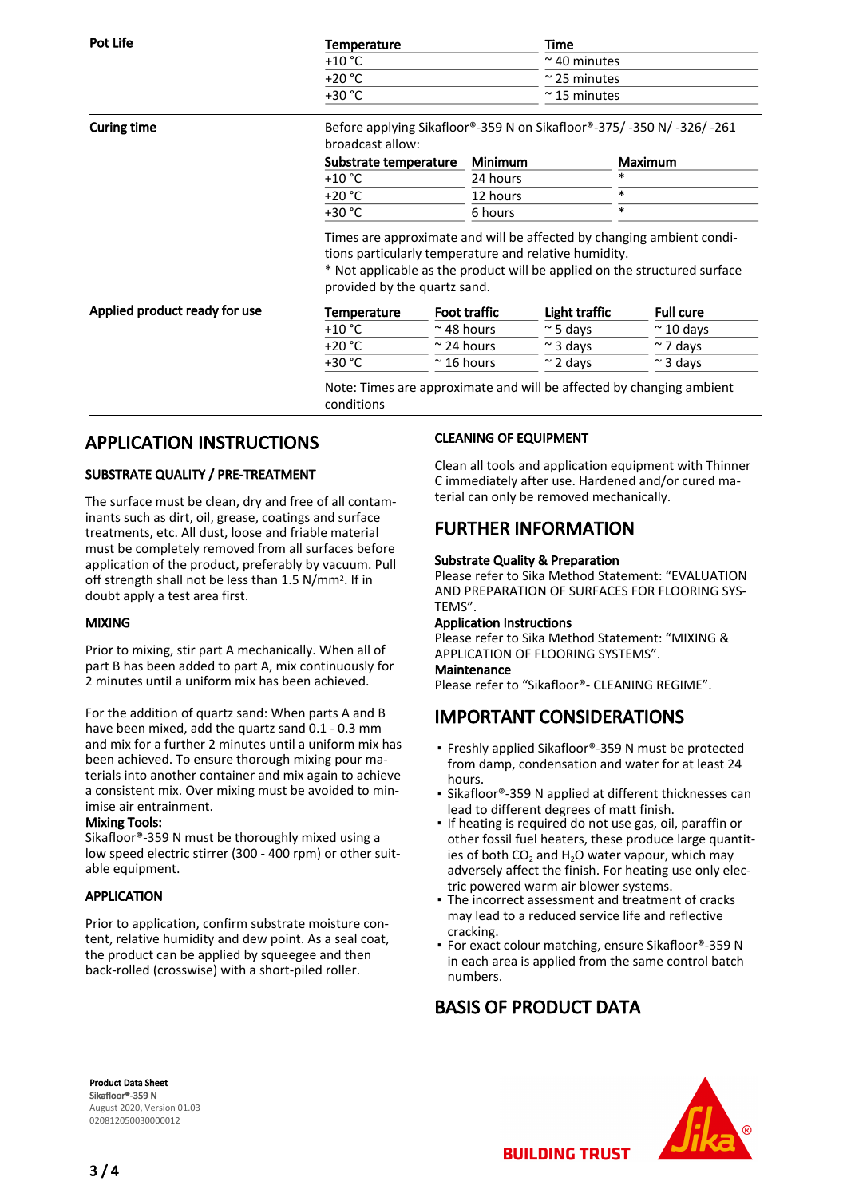**Pot Life**

| Temperature | Time |
|---|---|
| +10 °C | ~ 40 minutes |
| +20 °C | ~ 25 minutes |
| +30 °C | ~ 15 minutes |

**Curing time**

Before applying Sikafloor®-359 N on Sikafloor®-375/ -350 N/ -326/ -261 broadcast allow:

| Substrate temperature | Minimum | Maximum |
|---|---|---|
| +10 °C | 24 hours | * |
| +20 °C | 12 hours | * |
| +30 °C | 6 hours | * |

Times are approximate and will be affected by changing ambient conditions particularly temperature and relative humidity.
* Not applicable as the product will be applied on the structured surface provided by the quartz sand.

**Applied product ready for use**

| Temperature | Foot traffic | Light traffic | Full cure |
|---|---|---|---|
| +10 °C | ~ 48 hours | ~ 5 days | ~ 10 days |
| +20 °C | ~ 24 hours | ~ 3 days | ~ 7 days |
| +30 °C | ~ 16 hours | ~ 2 days | ~ 3 days |

Note: Times are approximate and will be affected by changing ambient conditions

# APPLICATION INSTRUCTIONS

## SUBSTRATE QUALITY / PRE-TREATMENT

The surface must be clean, dry and free of all contaminants such as dirt, oil, grease, coatings and surface treatments, etc. All dust, loose and friable material must be completely removed from all surfaces before application of the product, preferably by vacuum. Pull off strength shall not be less than 1.5 N/mm². If in doubt apply a test area first.

## MIXING

Prior to mixing, stir part A mechanically. When all of part B has been added to part A, mix continuously for 2 minutes until a uniform mix has been achieved.

For the addition of quartz sand: When parts A and B have been mixed, add the quartz sand 0.1 - 0.3 mm and mix for a further 2 minutes until a uniform mix has been achieved. To ensure thorough mixing pour materials into another container and mix again to achieve a consistent mix. Over mixing must be avoided to minimise air entrainment.

**Mixing Tools:**
Sikafloor®-359 N must be thoroughly mixed using a low speed electric stirrer (300 - 400 rpm) or other suitable equipment.

## APPLICATION

Prior to application, confirm substrate moisture content, relative humidity and dew point. As a seal coat, the product can be applied by squeegee and then back-rolled (crosswise) with a short-piled roller.

## CLEANING OF EQUIPMENT

Clean all tools and application equipment with Thinner C immediately after use. Hardened and/or cured material can only be removed mechanically.

# FURTHER INFORMATION

**Substrate Quality & Preparation**
Please refer to Sika Method Statement: “EVALUATION AND PREPARATION OF SURFACES FOR FLOORING SYSTEMS”.

**Application Instructions**
Please refer to Sika Method Statement: “MIXING & APPLICATION OF FLOORING SYSTEMS”.

**Maintenance**
Please refer to “Sikafloor®- CLEANING REGIME”.

# IMPORTANT CONSIDERATIONS

- Freshly applied Sikafloor®-359 N must be protected from damp, condensation and water for at least 24 hours.
- Sikafloor®-359 N applied at different thicknesses can lead to different degrees of matt finish.
- If heating is required do not use gas, oil, paraffin or other fossil fuel heaters, these produce large quantities of both $CO_2$ and $H_2O$ water vapour, which may adversely affect the finish. For heating use only electric powered warm air blower systems.
- The incorrect assessment and treatment of cracks may lead to a reduced service life and reflective cracking.
- For exact colour matching, ensure Sikafloor®-359 N in each area is applied from the same control batch numbers.

# BASIS OF PRODUCT DATA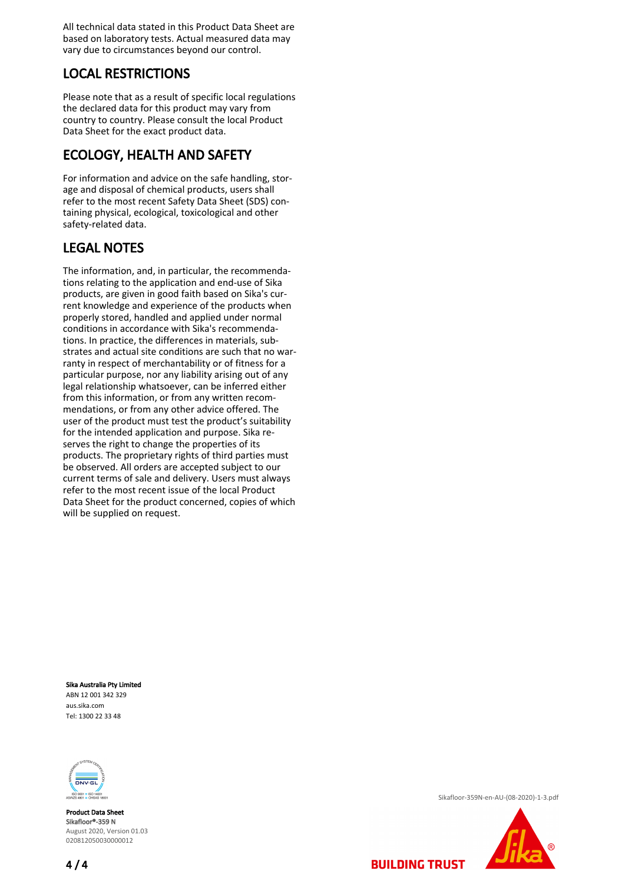All technical data stated in this Product Data Sheet are based on laboratory tests. Actual measured data may vary due to circumstances beyond our control.

## LOCAL RESTRICTIONS

Please note that as a result of specific local regulations the declared data for this product may vary from country to country. Please consult the local Product Data Sheet for the exact product data.

## ECOLOGY, HEALTH AND SAFETY

For information and advice on the safe handling, storage and disposal of chemical products, users shall refer to the most recent Safety Data Sheet (SDS) containing physical, ecological, toxicological and other safety-related data.

## LEGAL NOTES

The information, and, in particular, the recommendations relating to the application and end-use of Sika products, are given in good faith based on Sika's current knowledge and experience of the products when properly stored, handled and applied under normal conditions in accordance with Sika's recommendations. In practice, the differences in materials, substrates and actual site conditions are such that no warranty in respect of merchantability or of fitness for a particular purpose, nor any liability arising out of any legal relationship whatsoever, can be inferred either from this information, or from any written recommendations, or from any other advice offered. The user of the product must test the product's suitability for the intended application and purpose. Sika reserves the right to change the properties of its products. The proprietary rights of third parties must be observed. All orders are accepted subject to our current terms of sale and delivery. Users must always refer to the most recent issue of the local Product Data Sheet for the product concerned, copies of which will be supplied on request.

**Sika Australia Pty Limited**
ABN 12 001 342 329
aus.sika.com
Tel: 1300 22 33 48

**Product Data Sheet**
**Sikafloor®-359 N**
August 2020, Version 01.03
020812050030000012

Sikafloor-359N-en-AU-(08-2020)-1-3.pdf

BUILDING TRUST